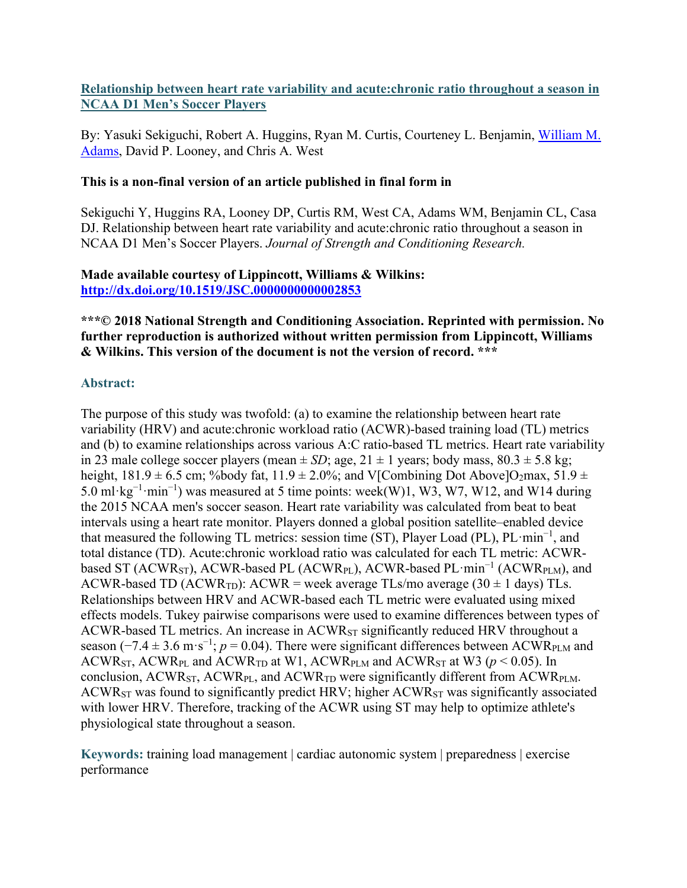# [Relationship between heart rate variability and acute:chronic ratio throughout a season in NCAA D1 Men's Soccer Players](http://dx.doi.org/10.1519/JSC.0000000000002853)

By: Yasuki Sekiguchi, Robert A. Huggins, Ryan M. Curtis, Courteney L. Benjamin, William M. Adams, David P. Looney, and Chris A. West

**This is a non-final version of an article published in final form in**

Sekiguchi Y, Huggins RA, Looney DP, Curtis RM, West CA, Adams WM, Benjamin CL, Casa DJ. Relationship between heart rate variability and acute:chronic ratio throughout a season in NCAA D1 Men's Soccer Players. *Journal of Strength and Conditioning Research.*

**Made available courtesy of Lippincott, Williams & Wilkins:**
**http://dx.doi.org/10.1519/JSC.0000000000002853**

**\*\*\*© 2018 National Strength and Conditioning Association. Reprinted with permission. No further reproduction is authorized without written permission from Lippincott, Williams & Wilkins. This version of the document is not the version of record. \*\*\***

## Abstract:

The purpose of this study was twofold: (a) to examine the relationship between heart rate variability (HRV) and acute:chronic workload ratio (ACWR)-based training load (TL) metrics and (b) to examine relationships across various A:C ratio-based TL metrics. Heart rate variability in 23 male college soccer players (mean ± *SD*; age, 21 ± 1 years; body mass, 80.3 ± 5.8 kg; height, 181.9 ± 6.5 cm; %body fat, 11.9 ± 2.0%; and V[Combining Dot Above]$O_2$max, 51.9 ± 5.0 $ml \cdot kg^{-1} \cdot min^{-1}$) was measured at 5 time points: week(W)1, W3, W7, W12, and W14 during the 2015 NCAA men's soccer season. Heart rate variability was calculated from beat to beat intervals using a heart rate monitor. Players donned a global position satellite–enabled device that measured the following TL metrics: session time (ST), Player Load (PL), $PL \cdot min^{-1}$, and total distance (TD). Acute:chronic workload ratio was calculated for each TL metric: ACWR-based ST ($ACWR_{ST}$), ACWR-based PL ($ACWR_{PL}$), ACWR-based $PL \cdot min^{-1}$ ($ACWR_{PLM}$), and ACWR-based TD ($ACWR_{TD}$): ACWR = week average TLs/mo average (30 ± 1 days) TLs. Relationships between HRV and ACWR-based each TL metric were evaluated using mixed effects models. Tukey pairwise comparisons were used to examine differences between types of ACWR-based TL metrics. An increase in $ACWR_{ST}$ significantly reduced HRV throughout a season (−7.4 ± 3.6 $m \cdot s^{-1}$; $p = 0.04$). There were significant differences between $ACWR_{PLM}$ and $ACWR_{ST}$, $ACWR_{PL}$ and $ACWR_{TD}$ at W1, $ACWR_{PLM}$ and $ACWR_{ST}$ at W3 ($p < 0.05$). In conclusion, $ACWR_{ST}$, $ACWR_{PL}$, and $ACWR_{TD}$ were significantly different from $ACWR_{PLM}$. $ACWR_{ST}$ was found to significantly predict HRV; higher $ACWR_{ST}$ was significantly associated with lower HRV. Therefore, tracking of the ACWR using ST may help to optimize athlete's physiological state throughout a season.

**Keywords:** training load management | cardiac autonomic system | preparedness | exercise performance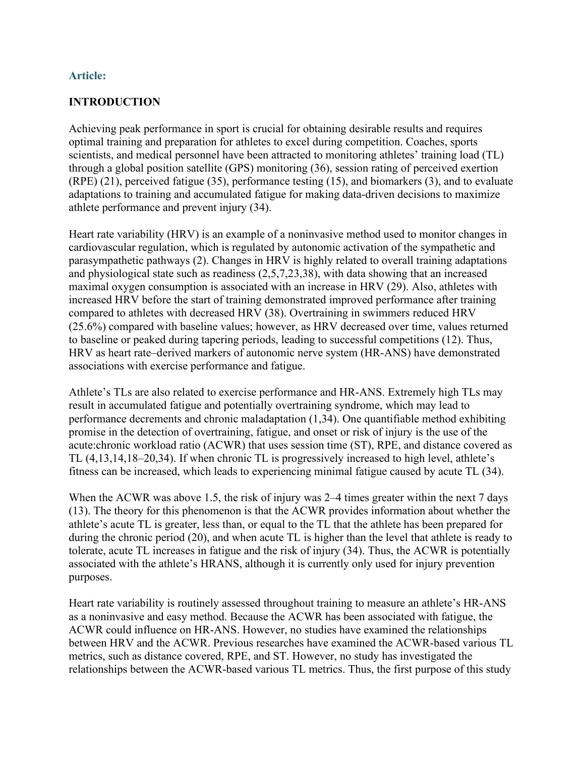**Article:**

## INTRODUCTION

Achieving peak performance in sport is crucial for obtaining desirable results and requires optimal training and preparation for athletes to excel during competition. Coaches, sports scientists, and medical personnel have been attracted to monitoring athletes' training load (TL) through a global position satellite (GPS) monitoring (36), session rating of perceived exertion (RPE) (21), perceived fatigue (35), performance testing (15), and biomarkers (3), and to evaluate adaptations to training and accumulated fatigue for making data-driven decisions to maximize athlete performance and prevent injury (34).

Heart rate variability (HRV) is an example of a noninvasive method used to monitor changes in cardiovascular regulation, which is regulated by autonomic activation of the sympathetic and parasympathetic pathways (2). Changes in HRV is highly related to overall training adaptations and physiological state such as readiness (2,5,7,23,38), with data showing that an increased maximal oxygen consumption is associated with an increase in HRV (29). Also, athletes with increased HRV before the start of training demonstrated improved performance after training compared to athletes with decreased HRV (38). Overtraining in swimmers reduced HRV (25.6%) compared with baseline values; however, as HRV decreased over time, values returned to baseline or peaked during tapering periods, leading to successful competitions (12). Thus, HRV as heart rate–derived markers of autonomic nerve system (HR-ANS) have demonstrated associations with exercise performance and fatigue.

Athlete's TLs are also related to exercise performance and HR-ANS. Extremely high TLs may result in accumulated fatigue and potentially overtraining syndrome, which may lead to performance decrements and chronic maladaptation (1,34). One quantifiable method exhibiting promise in the detection of overtraining, fatigue, and onset or risk of injury is the use of the acute:chronic workload ratio (ACWR) that uses session time (ST), RPE, and distance covered as TL (4,13,14,18–20,34). If when chronic TL is progressively increased to high level, athlete's fitness can be increased, which leads to experiencing minimal fatigue caused by acute TL (34).

When the ACWR was above 1.5, the risk of injury was 2–4 times greater within the next 7 days (13). The theory for this phenomenon is that the ACWR provides information about whether the athlete's acute TL is greater, less than, or equal to the TL that the athlete has been prepared for during the chronic period (20), and when acute TL is higher than the level that athlete is ready to tolerate, acute TL increases in fatigue and the risk of injury (34). Thus, the ACWR is potentially associated with the athlete's HRANS, although it is currently only used for injury prevention purposes.

Heart rate variability is routinely assessed throughout training to measure an athlete's HR-ANS as a noninvasive and easy method. Because the ACWR has been associated with fatigue, the ACWR could influence on HR-ANS. However, no studies have examined the relationships between HRV and the ACWR. Previous researches have examined the ACWR-based various TL metrics, such as distance covered, RPE, and ST. However, no study has investigated the relationships between the ACWR-based various TL metrics. Thus, the first purpose of this study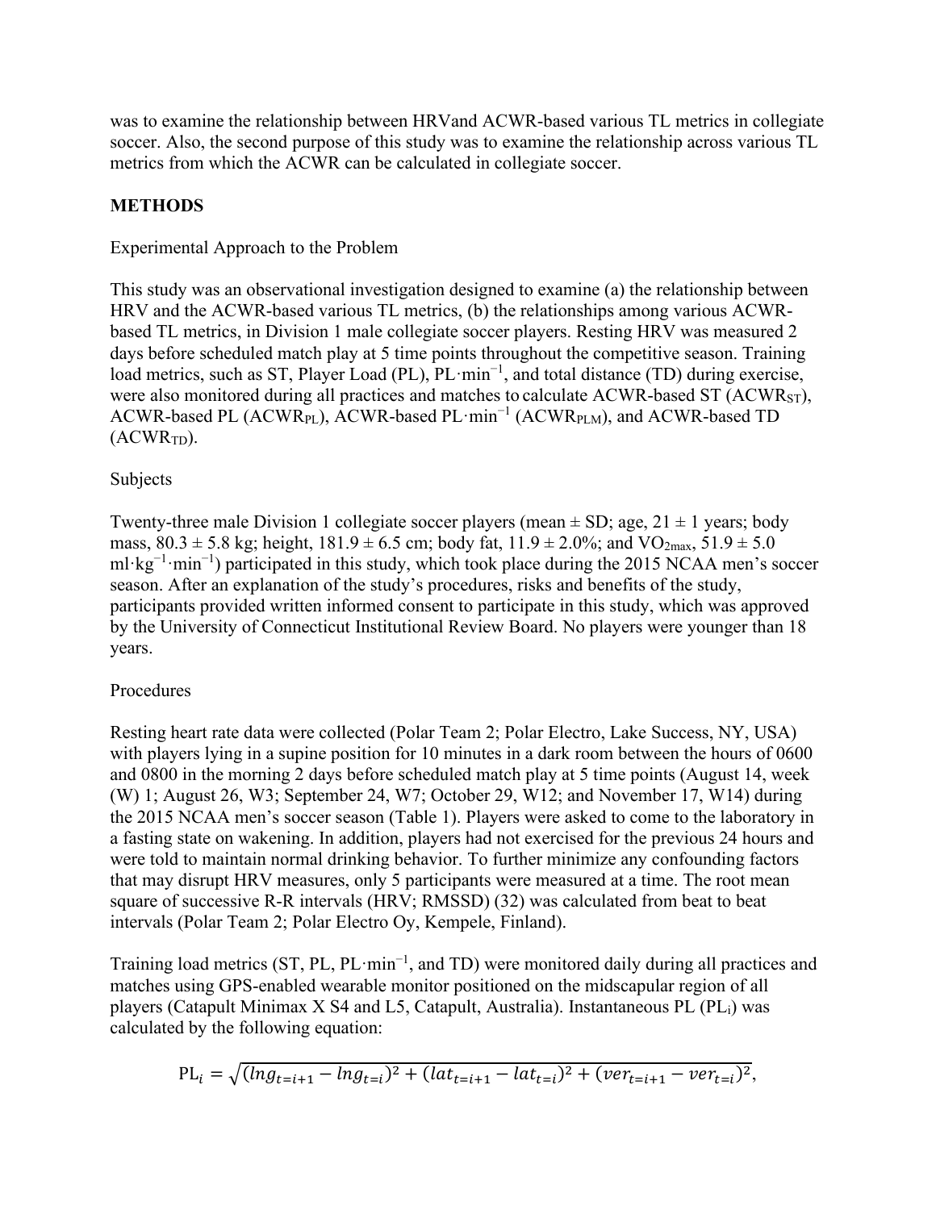was to examine the relationship between HRVand ACWR-based various TL metrics in collegiate soccer. Also, the second purpose of this study was to examine the relationship across various TL metrics from which the ACWR can be calculated in collegiate soccer.

## METHODS

### Experimental Approach to the Problem

This study was an observational investigation designed to examine (a) the relationship between HRV and the ACWR-based various TL metrics, (b) the relationships among various ACWR-based TL metrics, in Division 1 male collegiate soccer players. Resting HRV was measured 2 days before scheduled match play at 5 time points throughout the competitive season. Training load metrics, such as ST, Player Load (PL), PL·min$^{-1}$, and total distance (TD) during exercise, were also monitored during all practices and matches to calculate ACWR-based ST ($ACWR_{ST}$), ACWR-based PL ($ACWR_{PL}$), ACWR-based PL·min$^{-1}$ ($ACWR_{PLM}$), and ACWR-based TD ($ACWR_{TD}$).

### Subjects

Twenty-three male Division 1 collegiate soccer players (mean ± SD; age, 21 ± 1 years; body mass, 80.3 ± 5.8 kg; height, 181.9 ± 6.5 cm; body fat, 11.9 ± 2.0%; and $VO_{2max}$, 51.9 ± 5.0 ml·kg$^{-1}$·min$^{-1}$) participated in this study, which took place during the 2015 NCAA men's soccer season. After an explanation of the study's procedures, risks and benefits of the study, participants provided written informed consent to participate in this study, which was approved by the University of Connecticut Institutional Review Board. No players were younger than 18 years.

### Procedures

Resting heart rate data were collected (Polar Team 2; Polar Electro, Lake Success, NY, USA) with players lying in a supine position for 10 minutes in a dark room between the hours of 0600 and 0800 in the morning 2 days before scheduled match play at 5 time points (August 14, week (W) 1; August 26, W3; September 24, W7; October 29, W12; and November 17, W14) during the 2015 NCAA men's soccer season (Table 1). Players were asked to come to the laboratory in a fasting state on wakening. In addition, players had not exercised for the previous 24 hours and were told to maintain normal drinking behavior. To further minimize any confounding factors that may disrupt HRV measures, only 5 participants were measured at a time. The root mean square of successive R-R intervals (HRV; RMSSD) (32) was calculated from beat to beat intervals (Polar Team 2; Polar Electro Oy, Kempele, Finland).

Training load metrics (ST, PL, PL·min$^{-1}$, and TD) were monitored daily during all practices and matches using GPS-enabled wearable monitor positioned on the midscapular region of all players (Catapult Minimax X S4 and L5, Catapult, Australia). Instantaneous PL ($PL_i$) was calculated by the following equation:

$$\mathrm{PL}_i = \sqrt{(lng_{t=i+1} - lng_{t=i})^2 + (lat_{t=i+1} - lat_{t=i})^2 + (ver_{t=i+1} - ver_{t=i})^2},$$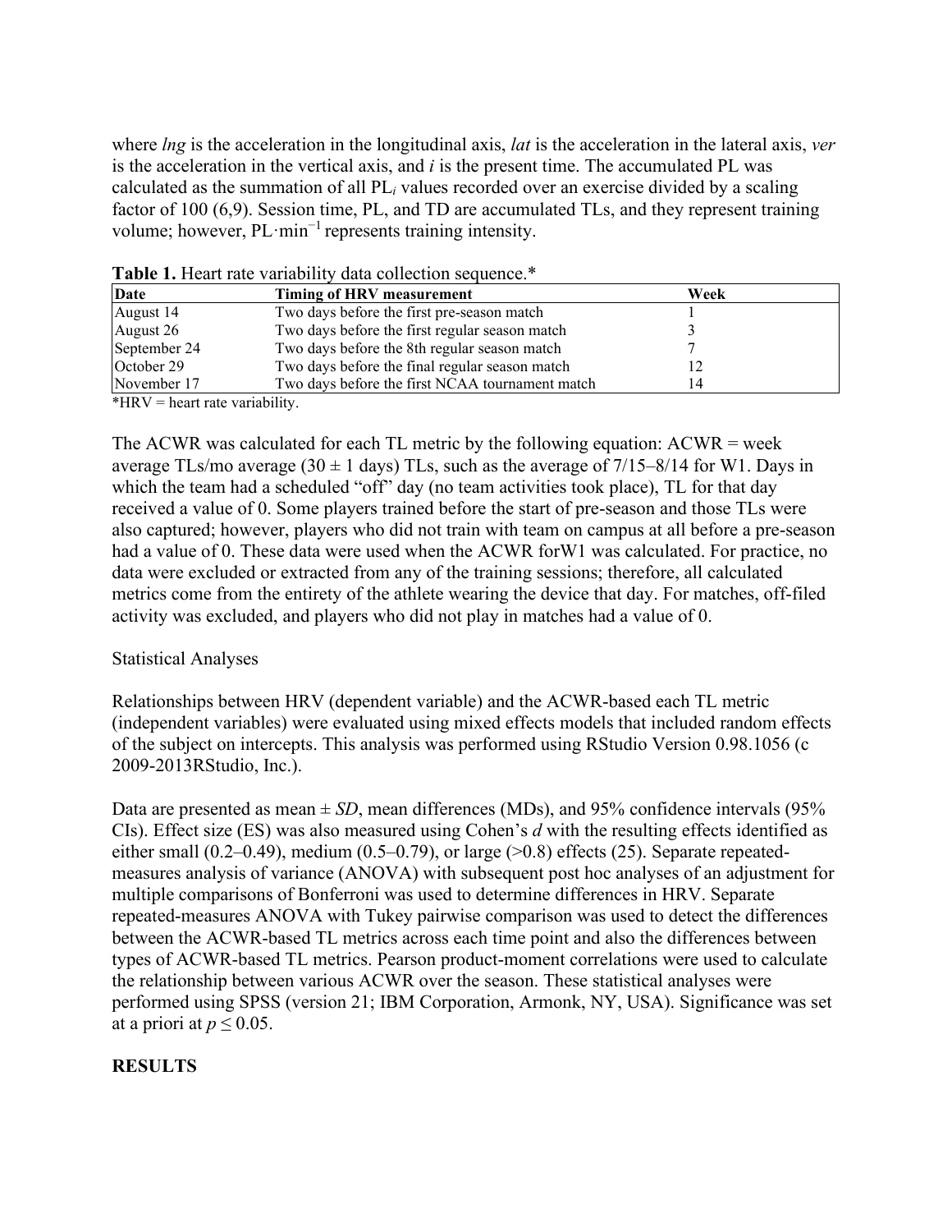where *lng* is the acceleration in the longitudinal axis, *lat* is the acceleration in the lateral axis, *ver* is the acceleration in the vertical axis, and *i* is the present time. The accumulated PL was calculated as the summation of all $PL_i$ values recorded over an exercise divided by a scaling factor of 100 (6,9). Session time, PL, and TD are accumulated TLs, and they represent training volume; however, $PL \cdot min^{-1}$ represents training intensity.

**Table 1.** Heart rate variability data collection sequence.*

| Date | Timing of HRV measurement | Week |
| --- | --- | --- |
| August 14 | Two days before the first pre-season match | 1 |
| August 26 | Two days before the first regular season match | 3 |
| September 24 | Two days before the 8th regular season match | 7 |
| October 29 | Two days before the final regular season match | 12 |
| November 17 | Two days before the first NCAA tournament match | 14 |

*HRV = heart rate variability.

The ACWR was calculated for each TL metric by the following equation: ACWR = week average TLs/mo average (30 ± 1 days) TLs, such as the average of 7/15–8/14 for W1. Days in which the team had a scheduled "off" day (no team activities took place), TL for that day received a value of 0. Some players trained before the start of pre-season and those TLs were also captured; however, players who did not train with team on campus at all before a pre-season had a value of 0. These data were used when the ACWR forW1 was calculated. For practice, no data were excluded or extracted from any of the training sessions; therefore, all calculated metrics come from the entirety of the athlete wearing the device that day. For matches, off-filed activity was excluded, and players who did not play in matches had a value of 0.

Statistical Analyses

Relationships between HRV (dependent variable) and the ACWR-based each TL metric (independent variables) were evaluated using mixed effects models that included random effects of the subject on intercepts. This analysis was performed using RStudio Version 0.98.1056 (c 2009-2013RStudio, Inc.).

Data are presented as mean ± *SD*, mean differences (MDs), and 95% confidence intervals (95% CIs). Effect size (ES) was also measured using Cohen's *d* with the resulting effects identified as either small (0.2–0.49), medium (0.5–0.79), or large (>0.8) effects (25). Separate repeated-measures analysis of variance (ANOVA) with subsequent post hoc analyses of an adjustment for multiple comparisons of Bonferroni was used to determine differences in HRV. Separate repeated-measures ANOVA with Tukey pairwise comparison was used to detect the differences between the ACWR-based TL metrics across each time point and also the differences between types of ACWR-based TL metrics. Pearson product-moment correlations were used to calculate the relationship between various ACWR over the season. These statistical analyses were performed using SPSS (version 21; IBM Corporation, Armonk, NY, USA). Significance was set at a priori at $p \leq 0.05$.

## RESULTS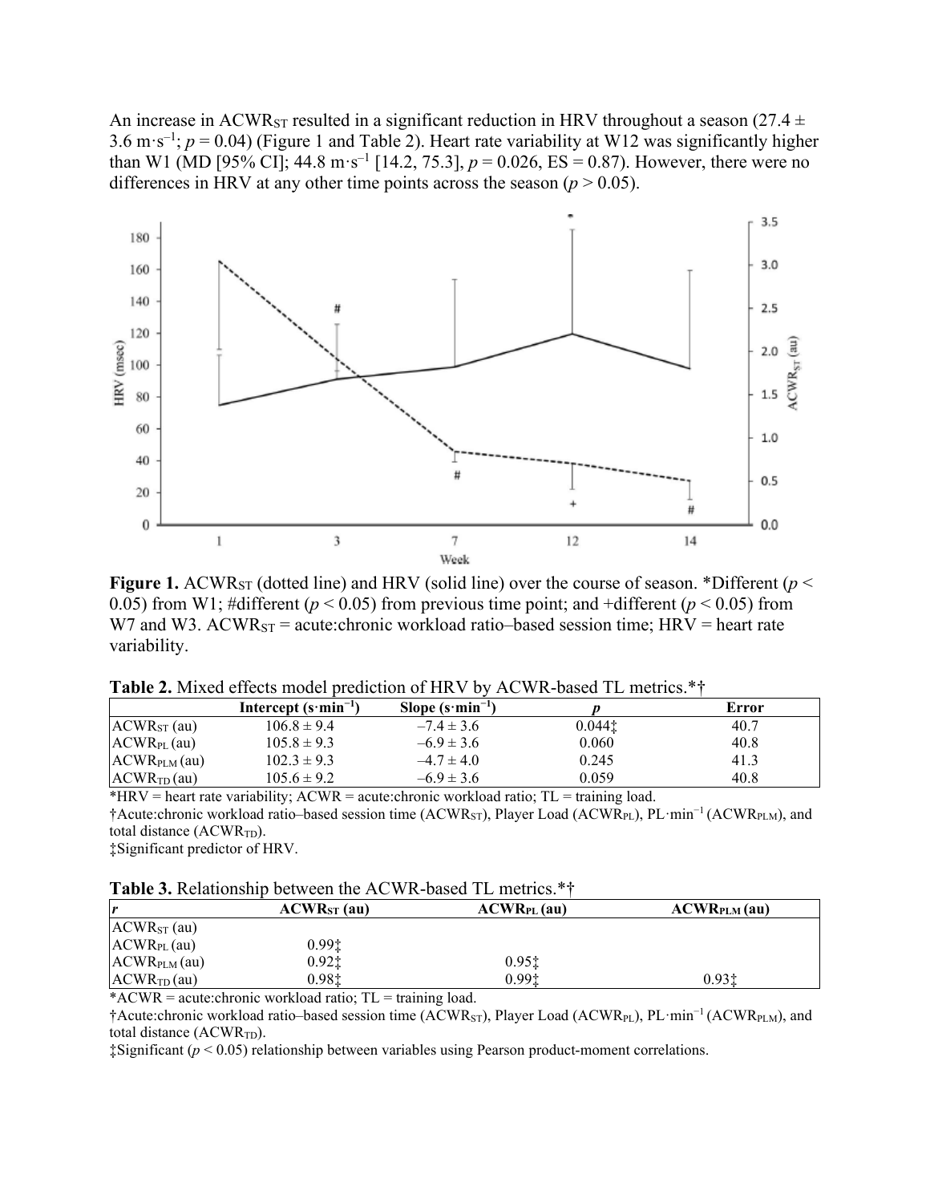An increase in $ACWR_{ST}$ resulted in a significant reduction in HRV throughout a season (27.4 ± 3.6 $m \cdot s^{-1}$; $p = 0.04$) (Figure 1 and Table 2). Heart rate variability at W12 was significantly higher than W1 (MD [95% CI]; 44.8 $m \cdot s^{-1}$ [14.2, 75.3], $p = 0.026$, ES = 0.87). However, there were no differences in HRV at any other time points across the season ($p > 0.05$).

**Figure 1.** $ACWR_{ST}$ (dotted line) and HRV (solid line) over the course of season. *Different ($p < 0.05$) from W1; #different ($p < 0.05$) from previous time point; and +different ($p < 0.05$) from W7 and W3. $ACWR_{ST}$ = acute:chronic workload ratio–based session time; HRV = heart rate variability.

**Table 2.** Mixed effects model prediction of HRV by ACWR-based TL metrics.*†

| | Intercept ($s \cdot min^{-1}$) | Slope ($s \cdot min^{-1}$) | *p* | Error |
|---|---|---|---|---|
| $ACWR_{ST}$ (au) | 106.8 ± 9.4 | –7.4 ± 3.6 | 0.044‡ | 40.7 |
| $ACWR_{PL}$ (au) | 105.8 ± 9.3 | –6.9 ± 3.6 | 0.060 | 40.8 |
| $ACWR_{PLM}$ (au) | 102.3 ± 9.3 | –4.7 ± 4.0 | 0.245 | 41.3 |
| $ACWR_{TD}$ (au) | 105.6 ± 9.2 | –6.9 ± 3.6 | 0.059 | 40.8 |

*HRV = heart rate variability; ACWR = acute:chronic workload ratio; TL = training load.
†Acute:chronic workload ratio–based session time ($ACWR_{ST}$), Player Load ($ACWR_{PL}$), $PL \cdot min^{-1}$ ($ACWR_{PLM}$), and total distance ($ACWR_{TD}$).
‡Significant predictor of HRV.

**Table 3.** Relationship between the ACWR-based TL metrics.*†

| *r* | $ACWR_{ST}$ (au) | $ACWR_{PL}$ (au) | $ACWR_{PLM}$ (au) |
|---|---|---|---|
| $ACWR_{ST}$ (au) | | | |
| $ACWR_{PL}$ (au) | 0.99‡ | | |
| $ACWR_{PLM}$ (au) | 0.92‡ | 0.95‡ | |
| $ACWR_{TD}$ (au) | 0.98‡ | 0.99‡ | 0.93‡ |

*ACWR = acute:chronic workload ratio; TL = training load.
†Acute:chronic workload ratio–based session time ($ACWR_{ST}$), Player Load ($ACWR_{PL}$), $PL \cdot min^{-1}$ ($ACWR_{PLM}$), and total distance ($ACWR_{TD}$).
‡Significant ($p < 0.05$) relationship between variables using Pearson product-moment correlations.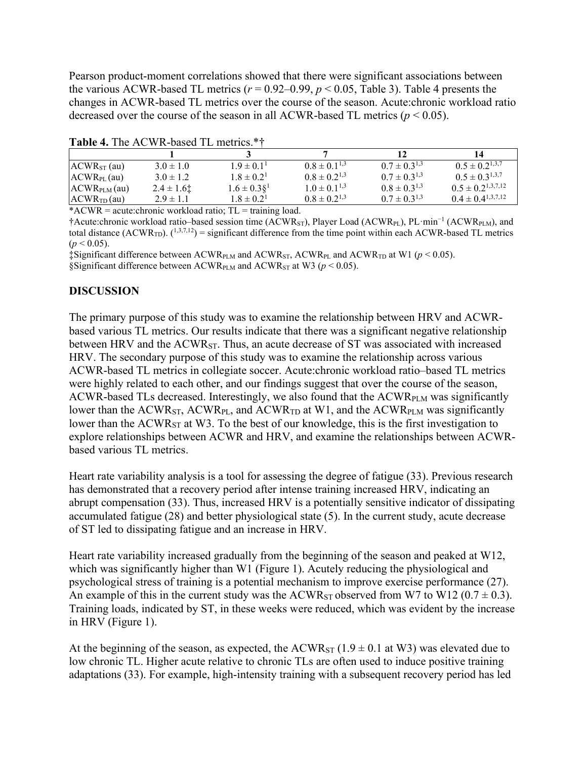Pearson product-moment correlations showed that there were significant associations between the various ACWR-based TL metrics ($r$ = 0.92–0.99, $p < 0.05$, Table 3). Table 4 presents the changes in ACWR-based TL metrics over the course of the season. Acute:chronic workload ratio decreased over the course of the season in all ACWR-based TL metrics ($p < 0.05$).

**Table 4.** The ACWR-based TL metrics.*†

| | 1 | 3 | 7 | 12 | 14 |
|---|---|---|---|---|---|
| $ACWR_{ST}$ (au) | 3.0 ± 1.0 | 1.9 ± 0.1[1] | 0.8 ± 0.1[1,3] | 0.7 ± 0.3[1,3] | 0.5 ± 0.2[1,3,7] |
| $ACWR_{PL}$ (au) | 3.0 ± 1.2 | 1.8 ± 0.2[1] | 0.8 ± 0.2[1,3] | 0.7 ± 0.3[1,3] | 0.5 ± 0.3[1,3,7] |
| $ACWR_{PLM}$ (au) | 2.4 ± 1.6‡ | 1.6 ± 0.3§[1] | 1.0 ± 0.1[1,3] | 0.8 ± 0.3[1,3] | 0.5 ± 0.2[1,3,7,12] |
| $ACWR_{TD}$ (au) | 2.9 ± 1.1 | 1.8 ± 0.2[1] | 0.8 ± 0.2[1,3] | 0.7 ± 0.3[1,3] | 0.4 ± 0.4[1,3,7,12] |

*ACWR = acute:chronic workload ratio; TL = training load.

†Acute:chronic workload ratio–based session time ($ACWR_{ST}$), Player Load ($ACWR_{PL}$), PL·min$^{-1}$ ($ACWR_{PLM}$), and total distance ($ACWR_{TD}$). ([1,3,7,12]) = significant difference from the time point within each ACWR-based TL metrics ($p < 0.05$).

‡Significant difference between $ACWR_{PLM}$ and $ACWR_{ST}$, $ACWR_{PL}$ and $ACWR_{TD}$ at W1 ($p < 0.05$).

§Significant difference between $ACWR_{PLM}$ and $ACWR_{ST}$ at W3 ($p < 0.05$).

## DISCUSSION

The primary purpose of this study was to examine the relationship between HRV and ACWR-based various TL metrics. Our results indicate that there was a significant negative relationship between HRV and the $ACWR_{ST}$. Thus, an acute decrease of ST was associated with increased HRV. The secondary purpose of this study was to examine the relationship across various ACWR-based TL metrics in collegiate soccer. Acute:chronic workload ratio–based TL metrics were highly related to each other, and our findings suggest that over the course of the season, ACWR-based TLs decreased. Interestingly, we also found that the $ACWR_{PLM}$ was significantly lower than the $ACWR_{ST}$, $ACWR_{PL}$, and $ACWR_{TD}$ at W1, and the $ACWR_{PLM}$ was significantly lower than the $ACWR_{ST}$ at W3. To the best of our knowledge, this is the first investigation to explore relationships between ACWR and HRV, and examine the relationships between ACWR-based various TL metrics.

Heart rate variability analysis is a tool for assessing the degree of fatigue (33). Previous research has demonstrated that a recovery period after intense training increased HRV, indicating an abrupt compensation (33). Thus, increased HRV is a potentially sensitive indicator of dissipating accumulated fatigue (28) and better physiological state (5). In the current study, acute decrease of ST led to dissipating fatigue and an increase in HRV.

Heart rate variability increased gradually from the beginning of the season and peaked at W12, which was significantly higher than W1 (Figure 1). Acutely reducing the physiological and psychological stress of training is a potential mechanism to improve exercise performance (27). An example of this in the current study was the $ACWR_{ST}$ observed from W7 to W12 (0.7 ± 0.3). Training loads, indicated by ST, in these weeks were reduced, which was evident by the increase in HRV (Figure 1).

At the beginning of the season, as expected, the $ACWR_{ST}$ (1.9 ± 0.1 at W3) was elevated due to low chronic TL. Higher acute relative to chronic TLs are often used to induce positive training adaptations (33). For example, high-intensity training with a subsequent recovery period has led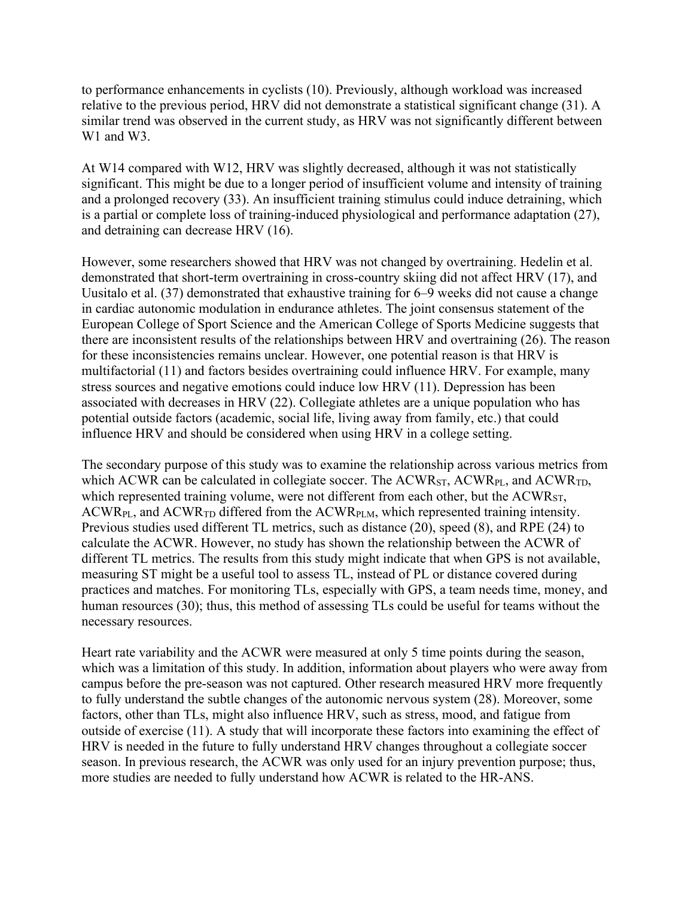to performance enhancements in cyclists (10). Previously, although workload was increased relative to the previous period, HRV did not demonstrate a statistical significant change (31). A similar trend was observed in the current study, as HRV was not significantly different between W1 and W3.

At W14 compared with W12, HRV was slightly decreased, although it was not statistically significant. This might be due to a longer period of insufficient volume and intensity of training and a prolonged recovery (33). An insufficient training stimulus could induce detraining, which is a partial or complete loss of training-induced physiological and performance adaptation (27), and detraining can decrease HRV (16).

However, some researchers showed that HRV was not changed by overtraining. Hedelin et al. demonstrated that short-term overtraining in cross-country skiing did not affect HRV (17), and Uusitalo et al. (37) demonstrated that exhaustive training for 6–9 weeks did not cause a change in cardiac autonomic modulation in endurance athletes. The joint consensus statement of the European College of Sport Science and the American College of Sports Medicine suggests that there are inconsistent results of the relationships between HRV and overtraining (26). The reason for these inconsistencies remains unclear. However, one potential reason is that HRV is multifactorial (11) and factors besides overtraining could influence HRV. For example, many stress sources and negative emotions could induce low HRV (11). Depression has been associated with decreases in HRV (22). Collegiate athletes are a unique population who has potential outside factors (academic, social life, living away from family, etc.) that could influence HRV and should be considered when using HRV in a college setting.

The secondary purpose of this study was to examine the relationship across various metrics from which ACWR can be calculated in collegiate soccer. The $ACWR_{ST}$, $ACWR_{PL}$, and $ACWR_{TD}$, which represented training volume, were not different from each other, but the $ACWR_{ST}$, $ACWR_{PL}$, and $ACWR_{TD}$ differed from the $ACWR_{PLM}$, which represented training intensity. Previous studies used different TL metrics, such as distance (20), speed (8), and RPE (24) to calculate the ACWR. However, no study has shown the relationship between the ACWR of different TL metrics. The results from this study might indicate that when GPS is not available, measuring ST might be a useful tool to assess TL, instead of PL or distance covered during practices and matches. For monitoring TLs, especially with GPS, a team needs time, money, and human resources (30); thus, this method of assessing TLs could be useful for teams without the necessary resources.

Heart rate variability and the ACWR were measured at only 5 time points during the season, which was a limitation of this study. In addition, information about players who were away from campus before the pre-season was not captured. Other research measured HRV more frequently to fully understand the subtle changes of the autonomic nervous system (28). Moreover, some factors, other than TLs, might also influence HRV, such as stress, mood, and fatigue from outside of exercise (11). A study that will incorporate these factors into examining the effect of HRV is needed in the future to fully understand HRV changes throughout a collegiate soccer season. In previous research, the ACWR was only used for an injury prevention purpose; thus, more studies are needed to fully understand how ACWR is related to the HR-ANS.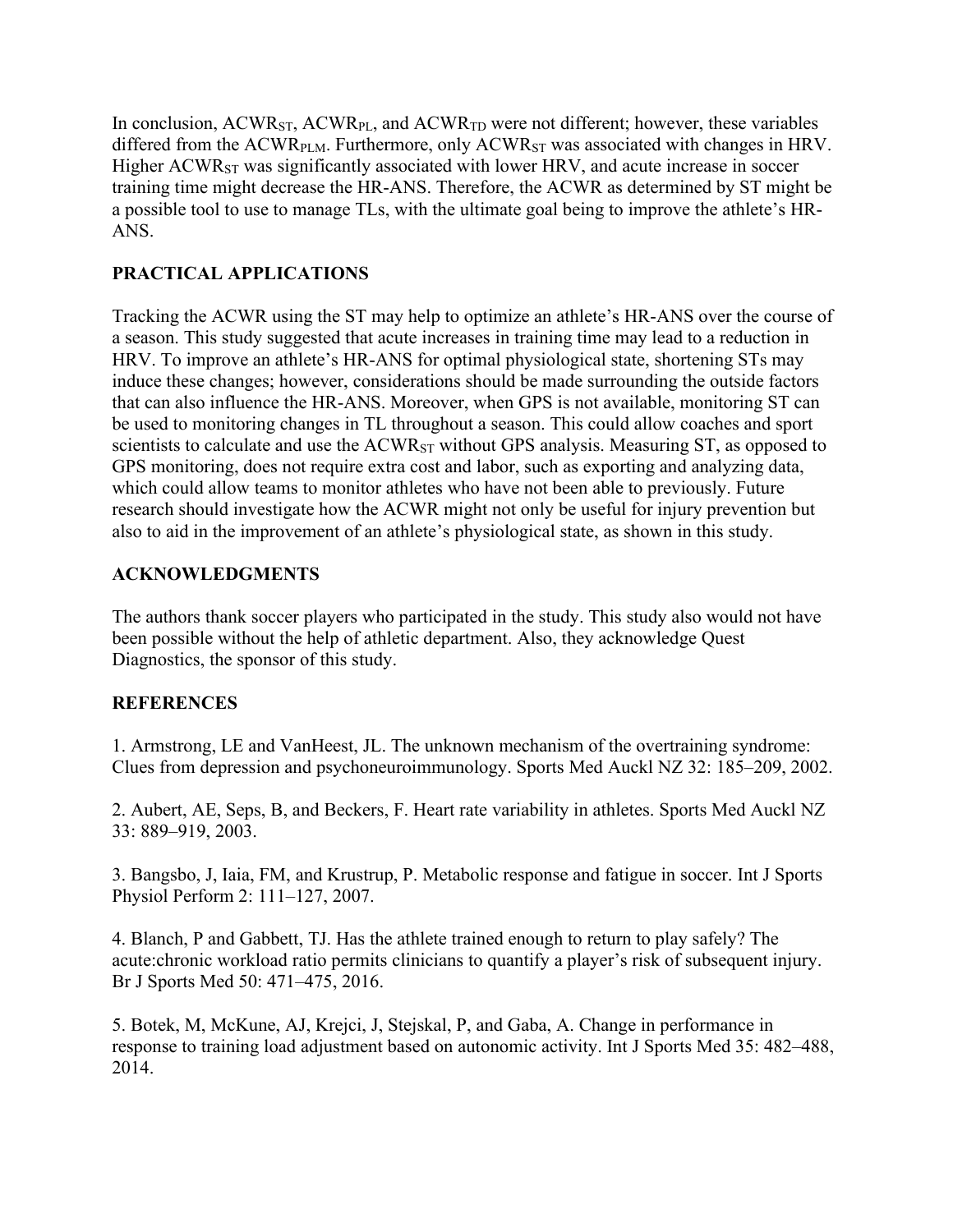In conclusion, $ACWR_{ST}$, $ACWR_{PL}$, and $ACWR_{TD}$ were not different; however, these variables differed from the $ACWR_{PLM}$. Furthermore, only $ACWR_{ST}$ was associated with changes in HRV. Higher $ACWR_{ST}$ was significantly associated with lower HRV, and acute increase in soccer training time might decrease the HR-ANS. Therefore, the ACWR as determined by ST might be a possible tool to use to manage TLs, with the ultimate goal being to improve the athlete's HR-ANS.

## PRACTICAL APPLICATIONS

Tracking the ACWR using the ST may help to optimize an athlete's HR-ANS over the course of a season. This study suggested that acute increases in training time may lead to a reduction in HRV. To improve an athlete's HR-ANS for optimal physiological state, shortening STs may induce these changes; however, considerations should be made surrounding the outside factors that can also influence the HR-ANS. Moreover, when GPS is not available, monitoring ST can be used to monitoring changes in TL throughout a season. This could allow coaches and sport scientists to calculate and use the $ACWR_{ST}$ without GPS analysis. Measuring ST, as opposed to GPS monitoring, does not require extra cost and labor, such as exporting and analyzing data, which could allow teams to monitor athletes who have not been able to previously. Future research should investigate how the ACWR might not only be useful for injury prevention but also to aid in the improvement of an athlete's physiological state, as shown in this study.

## ACKNOWLEDGMENTS

The authors thank soccer players who participated in the study. This study also would not have been possible without the help of athletic department. Also, they acknowledge Quest Diagnostics, the sponsor of this study.

## REFERENCES

1. Armstrong, LE and VanHeest, JL. The unknown mechanism of the overtraining syndrome: Clues from depression and psychoneuroimmunology. Sports Med Auckl NZ 32: 185–209, 2002.

2. Aubert, AE, Seps, B, and Beckers, F. Heart rate variability in athletes. Sports Med Auckl NZ 33: 889–919, 2003.

3. Bangsbo, J, Iaia, FM, and Krustrup, P. Metabolic response and fatigue in soccer. Int J Sports Physiol Perform 2: 111–127, 2007.

4. Blanch, P and Gabbett, TJ. Has the athlete trained enough to return to play safely? The acute:chronic workload ratio permits clinicians to quantify a player's risk of subsequent injury. Br J Sports Med 50: 471–475, 2016.

5. Botek, M, McKune, AJ, Krejci, J, Stejskal, P, and Gaba, A. Change in performance in response to training load adjustment based on autonomic activity. Int J Sports Med 35: 482–488, 2014.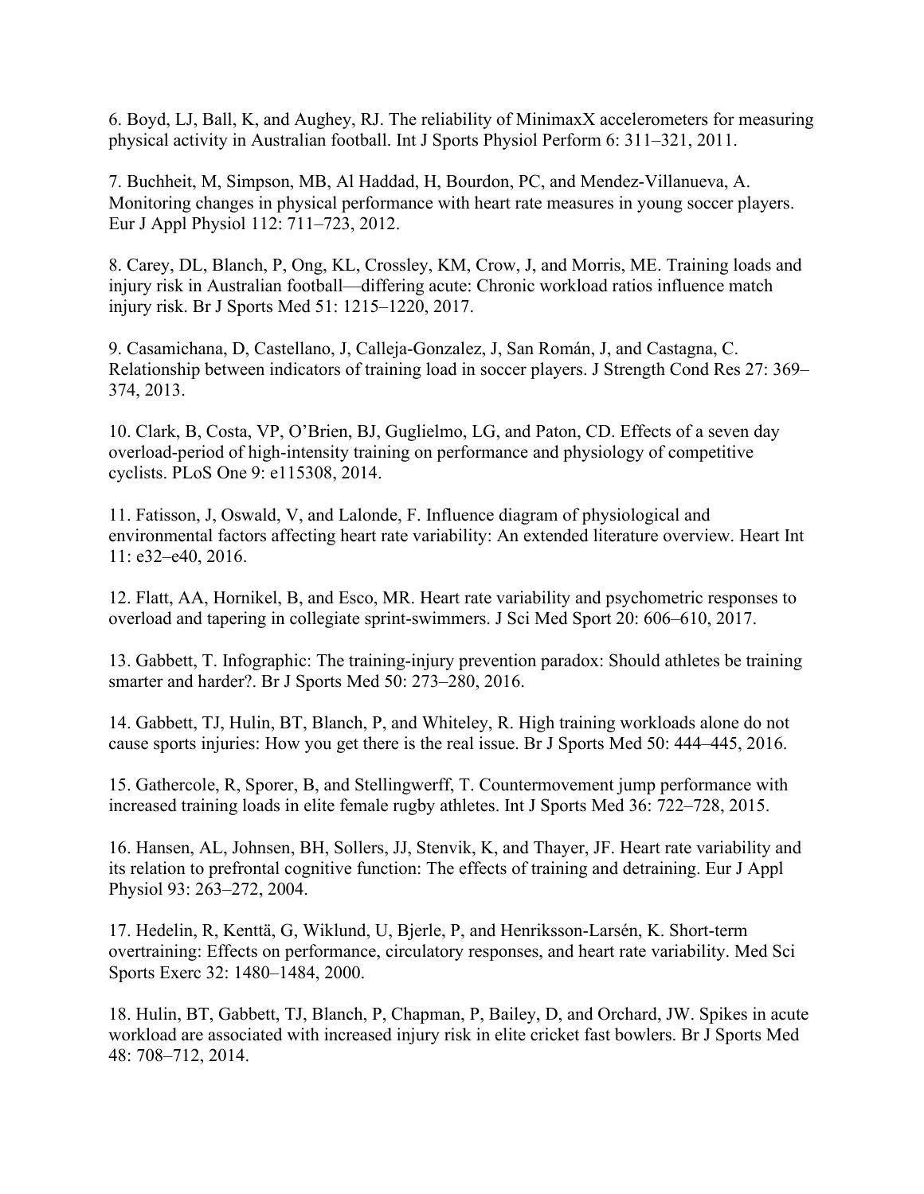6. Boyd, LJ, Ball, K, and Aughey, RJ. The reliability of MinimaxX accelerometers for measuring physical activity in Australian football. Int J Sports Physiol Perform 6: 311–321, 2011.

7. Buchheit, M, Simpson, MB, Al Haddad, H, Bourdon, PC, and Mendez-Villanueva, A. Monitoring changes in physical performance with heart rate measures in young soccer players. Eur J Appl Physiol 112: 711–723, 2012.

8. Carey, DL, Blanch, P, Ong, KL, Crossley, KM, Crow, J, and Morris, ME. Training loads and injury risk in Australian football—differing acute: Chronic workload ratios influence match injury risk. Br J Sports Med 51: 1215–1220, 2017.

9. Casamichana, D, Castellano, J, Calleja-Gonzalez, J, San Román, J, and Castagna, C. Relationship between indicators of training load in soccer players. J Strength Cond Res 27: 369–374, 2013.

10. Clark, B, Costa, VP, O'Brien, BJ, Guglielmo, LG, and Paton, CD. Effects of a seven day overload-period of high-intensity training on performance and physiology of competitive cyclists. PLoS One 9: e115308, 2014.

11. Fatisson, J, Oswald, V, and Lalonde, F. Influence diagram of physiological and environmental factors affecting heart rate variability: An extended literature overview. Heart Int 11: e32–e40, 2016.

12. Flatt, AA, Hornikel, B, and Esco, MR. Heart rate variability and psychometric responses to overload and tapering in collegiate sprint-swimmers. J Sci Med Sport 20: 606–610, 2017.

13. Gabbett, T. Infographic: The training-injury prevention paradox: Should athletes be training smarter and harder?. Br J Sports Med 50: 273–280, 2016.

14. Gabbett, TJ, Hulin, BT, Blanch, P, and Whiteley, R. High training workloads alone do not cause sports injuries: How you get there is the real issue. Br J Sports Med 50: 444–445, 2016.

15. Gathercole, R, Sporer, B, and Stellingwerff, T. Countermovement jump performance with increased training loads in elite female rugby athletes. Int J Sports Med 36: 722–728, 2015.

16. Hansen, AL, Johnsen, BH, Sollers, JJ, Stenvik, K, and Thayer, JF. Heart rate variability and its relation to prefrontal cognitive function: The effects of training and detraining. Eur J Appl Physiol 93: 263–272, 2004.

17. Hedelin, R, Kenttä, G, Wiklund, U, Bjerle, P, and Henriksson-Larsén, K. Short-term overtraining: Effects on performance, circulatory responses, and heart rate variability. Med Sci Sports Exerc 32: 1480–1484, 2000.

18. Hulin, BT, Gabbett, TJ, Blanch, P, Chapman, P, Bailey, D, and Orchard, JW. Spikes in acute workload are associated with increased injury risk in elite cricket fast bowlers. Br J Sports Med 48: 708–712, 2014.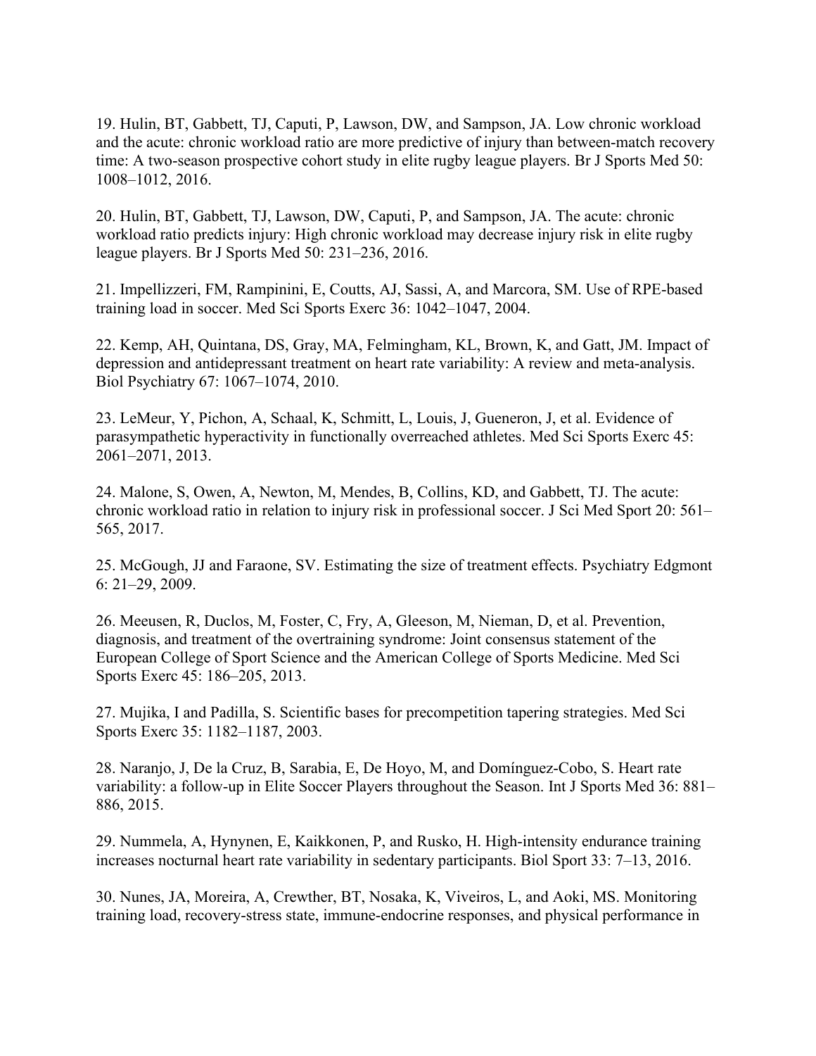19. Hulin, BT, Gabbett, TJ, Caputi, P, Lawson, DW, and Sampson, JA. Low chronic workload and the acute: chronic workload ratio are more predictive of injury than between-match recovery time: A two-season prospective cohort study in elite rugby league players. Br J Sports Med 50: 1008–1012, 2016.

20. Hulin, BT, Gabbett, TJ, Lawson, DW, Caputi, P, and Sampson, JA. The acute: chronic workload ratio predicts injury: High chronic workload may decrease injury risk in elite rugby league players. Br J Sports Med 50: 231–236, 2016.

21. Impellizzeri, FM, Rampinini, E, Coutts, AJ, Sassi, A, and Marcora, SM. Use of RPE-based training load in soccer. Med Sci Sports Exerc 36: 1042–1047, 2004.

22. Kemp, AH, Quintana, DS, Gray, MA, Felmingham, KL, Brown, K, and Gatt, JM. Impact of depression and antidepressant treatment on heart rate variability: A review and meta-analysis. Biol Psychiatry 67: 1067–1074, 2010.

23. LeMeur, Y, Pichon, A, Schaal, K, Schmitt, L, Louis, J, Gueneron, J, et al. Evidence of parasympathetic hyperactivity in functionally overreached athletes. Med Sci Sports Exerc 45: 2061–2071, 2013.

24. Malone, S, Owen, A, Newton, M, Mendes, B, Collins, KD, and Gabbett, TJ. The acute: chronic workload ratio in relation to injury risk in professional soccer. J Sci Med Sport 20: 561–565, 2017.

25. McGough, JJ and Faraone, SV. Estimating the size of treatment effects. Psychiatry Edgmont 6: 21–29, 2009.

26. Meeusen, R, Duclos, M, Foster, C, Fry, A, Gleeson, M, Nieman, D, et al. Prevention, diagnosis, and treatment of the overtraining syndrome: Joint consensus statement of the European College of Sport Science and the American College of Sports Medicine. Med Sci Sports Exerc 45: 186–205, 2013.

27. Mujika, I and Padilla, S. Scientific bases for precompetition tapering strategies. Med Sci Sports Exerc 35: 1182–1187, 2003.

28. Naranjo, J, De la Cruz, B, Sarabia, E, De Hoyo, M, and Domínguez-Cobo, S. Heart rate variability: a follow-up in Elite Soccer Players throughout the Season. Int J Sports Med 36: 881–886, 2015.

29. Nummela, A, Hynynen, E, Kaikkonen, P, and Rusko, H. High-intensity endurance training increases nocturnal heart rate variability in sedentary participants. Biol Sport 33: 7–13, 2016.

30. Nunes, JA, Moreira, A, Crewther, BT, Nosaka, K, Viveiros, L, and Aoki, MS. Monitoring training load, recovery-stress state, immune-endocrine responses, and physical performance in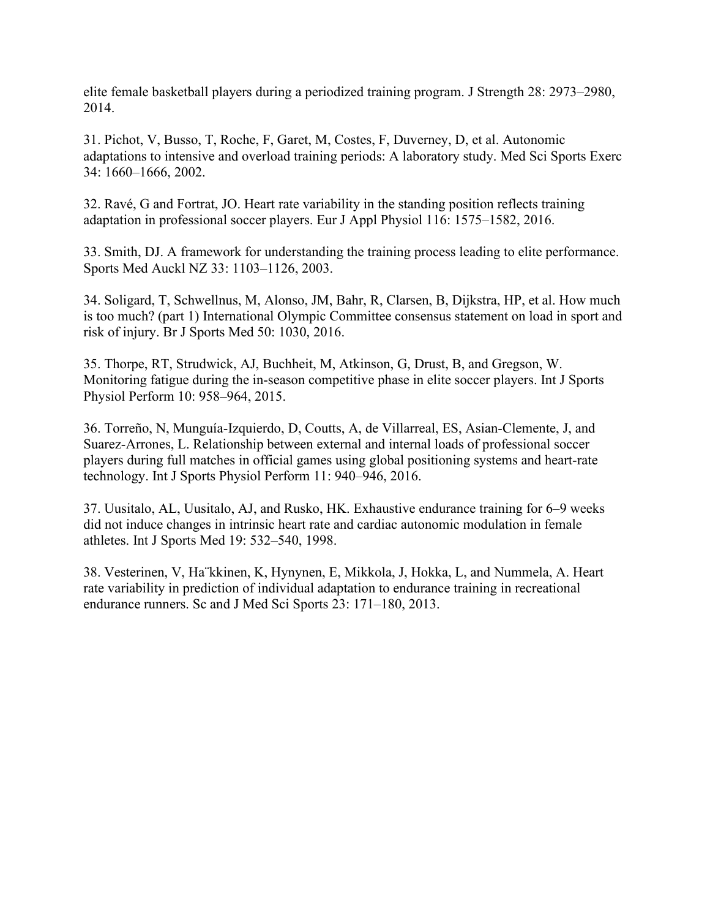elite female basketball players during a periodized training program. J Strength 28: 2973–2980, 2014.

31. Pichot, V, Busso, T, Roche, F, Garet, M, Costes, F, Duverney, D, et al. Autonomic adaptations to intensive and overload training periods: A laboratory study. Med Sci Sports Exerc 34: 1660–1666, 2002.

32. Ravé, G and Fortrat, JO. Heart rate variability in the standing position reflects training adaptation in professional soccer players. Eur J Appl Physiol 116: 1575–1582, 2016.

33. Smith, DJ. A framework for understanding the training process leading to elite performance. Sports Med Auckl NZ 33: 1103–1126, 2003.

34. Soligard, T, Schwellnus, M, Alonso, JM, Bahr, R, Clarsen, B, Dijkstra, HP, et al. How much is too much? (part 1) International Olympic Committee consensus statement on load in sport and risk of injury. Br J Sports Med 50: 1030, 2016.

35. Thorpe, RT, Strudwick, AJ, Buchheit, M, Atkinson, G, Drust, B, and Gregson, W. Monitoring fatigue during the in-season competitive phase in elite soccer players. Int J Sports Physiol Perform 10: 958–964, 2015.

36. Torreño, N, Munguía-Izquierdo, D, Coutts, A, de Villarreal, ES, Asian-Clemente, J, and Suarez-Arrones, L. Relationship between external and internal loads of professional soccer players during full matches in official games using global positioning systems and heart-rate technology. Int J Sports Physiol Perform 11: 940–946, 2016.

37. Uusitalo, AL, Uusitalo, AJ, and Rusko, HK. Exhaustive endurance training for 6–9 weeks did not induce changes in intrinsic heart rate and cardiac autonomic modulation in female athletes. Int J Sports Med 19: 532–540, 1998.

38. Vesterinen, V, Ha¨kkinen, K, Hynynen, E, Mikkola, J, Hokka, L, and Nummela, A. Heart rate variability in prediction of individual adaptation to endurance training in recreational endurance runners. Sc and J Med Sci Sports 23: 171–180, 2013.